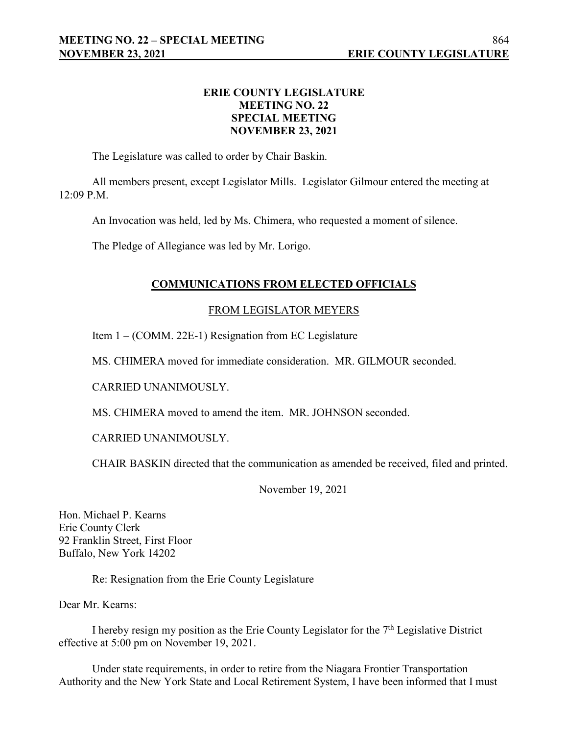# ERIE COUNTY LEGISLATURE
## MEETING NO. 22
## SPECIAL MEETING
## NOVEMBER 23, 2021

The Legislature was called to order by Chair Baskin.

All members present, except Legislator Mills. Legislator Gilmour entered the meeting at 12:09 P.M.

An Invocation was held, led by Ms. Chimera, who requested a moment of silence.

The Pledge of Allegiance was led by Mr. Lorigo.

## COMMUNICATIONS FROM ELECTED OFFICIALS

### FROM LEGISLATOR MEYERS

Item 1 – (COMM. 22E-1) Resignation from EC Legislature

MS. CHIMERA moved for immediate consideration. MR. GILMOUR seconded.

CARRIED UNANIMOUSLY.

MS. CHIMERA moved to amend the item. MR. JOHNSON seconded.

CARRIED UNANIMOUSLY.

CHAIR BASKIN directed that the communication as amended be received, filed and printed.

November 19, 2021

Hon. Michael P. Kearns
Erie County Clerk
92 Franklin Street, First Floor
Buffalo, New York 14202

Re: Resignation from the Erie County Legislature

Dear Mr. Kearns:

I hereby resign my position as the Erie County Legislator for the 7th Legislative District effective at 5:00 pm on November 19, 2021.

Under state requirements, in order to retire from the Niagara Frontier Transportation Authority and the New York State and Local Retirement System, I have been informed that I must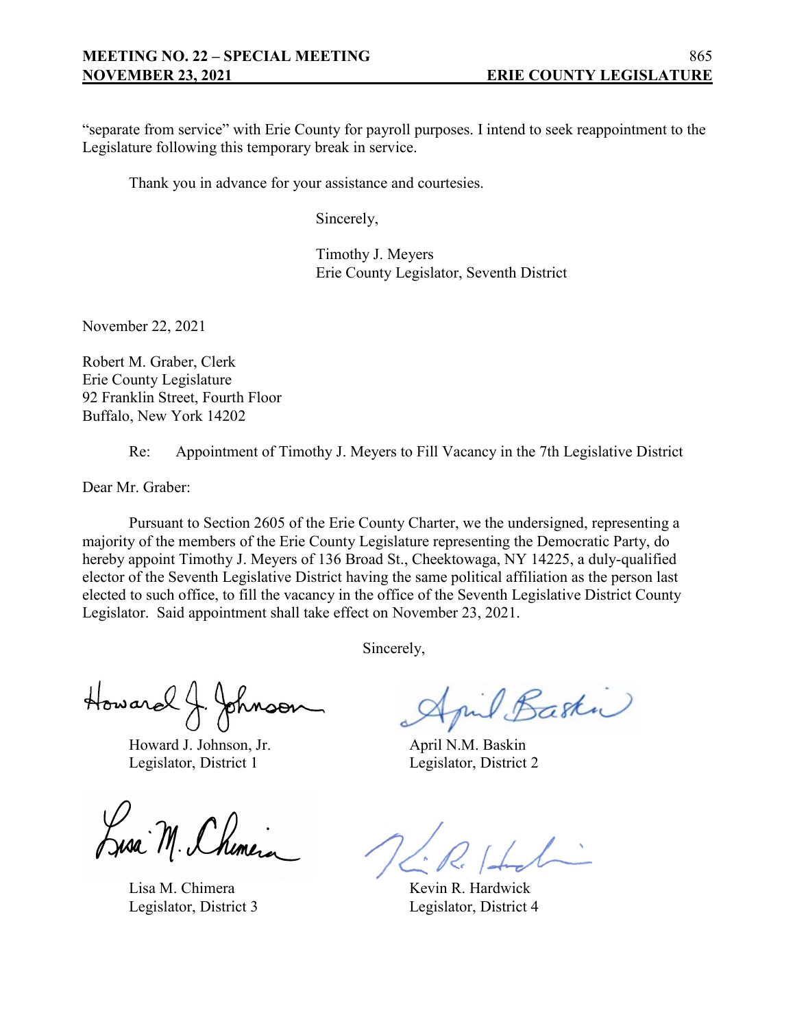"separate from service" with Erie County for payroll purposes. I intend to seek reappointment to the Legislature following this temporary break in service.

Thank you in advance for your assistance and courtesies.

Sincerely,

Timothy J. Meyers
Erie County Legislator, Seventh District

November 22, 2021

Robert M. Graber, Clerk
Erie County Legislature
92 Franklin Street, Fourth Floor
Buffalo, New York 14202

Re: Appointment of Timothy J. Meyers to Fill Vacancy in the 7th Legislative District

Dear Mr. Graber:

Pursuant to Section 2605 of the Erie County Charter, we the undersigned, representing a majority of the members of the Erie County Legislature representing the Democratic Party, do hereby appoint Timothy J. Meyers of 136 Broad St., Cheektowaga, NY 14225, a duly-qualified elector of the Seventh Legislative District having the same political affiliation as the person last elected to such office, to fill the vacancy in the office of the Seventh Legislative District County Legislator. Said appointment shall take effect on November 23, 2021.

Sincerely,

Howard J. Johnson, Jr.
Legislator, District 1

April N.M. Baskin
Legislator, District 2

Lisa M. Chimera
Legislator, District 3

Kevin R. Hardwick
Legislator, District 4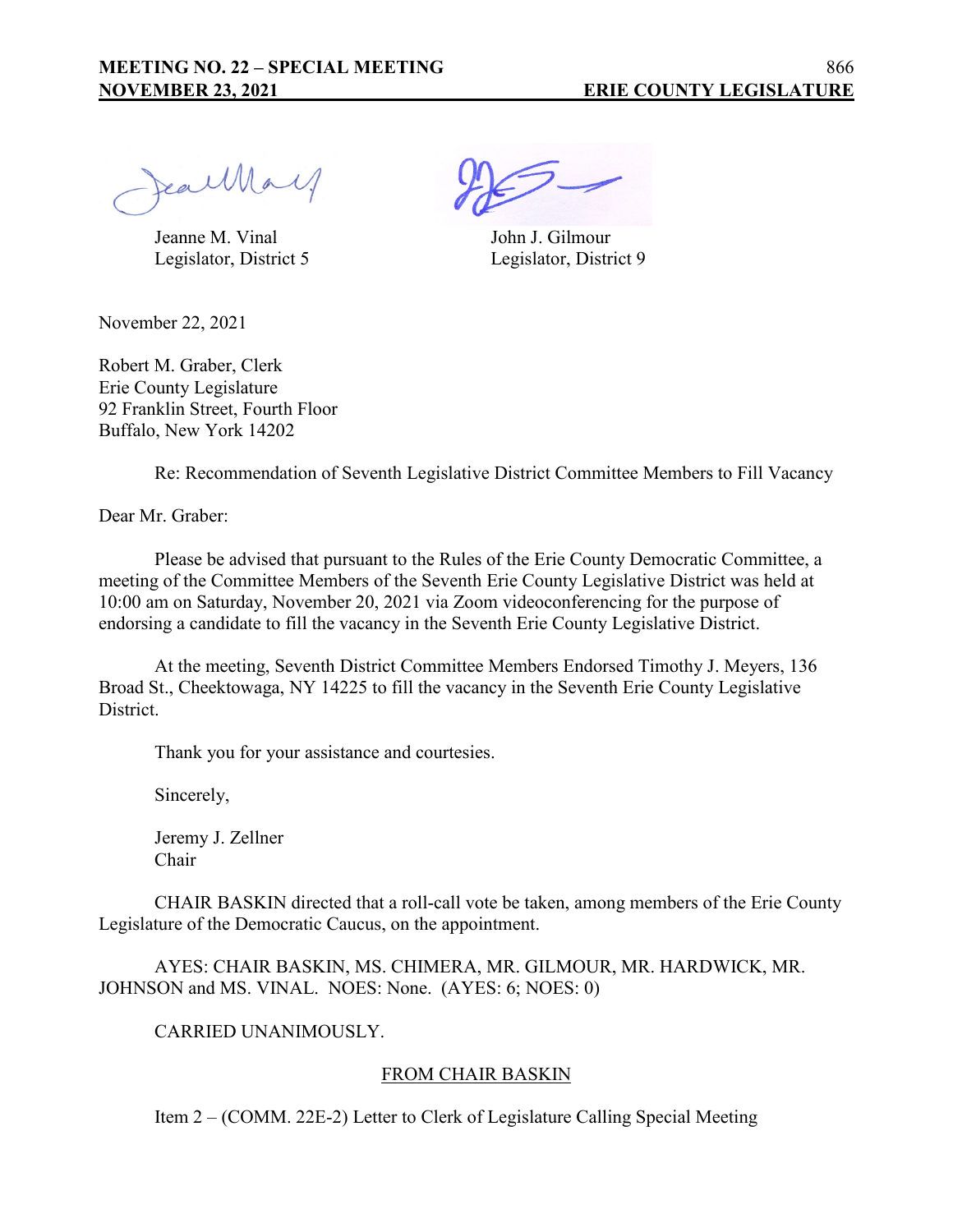Jeanne M. Vinal
Legislator, District 5

John J. Gilmour
Legislator, District 9

November 22, 2021

Robert M. Graber, Clerk
Erie County Legislature
92 Franklin Street, Fourth Floor
Buffalo, New York 14202

Re: Recommendation of Seventh Legislative District Committee Members to Fill Vacancy

Dear Mr. Graber:

Please be advised that pursuant to the Rules of the Erie County Democratic Committee, a meeting of the Committee Members of the Seventh Erie County Legislative District was held at 10:00 am on Saturday, November 20, 2021 via Zoom videoconferencing for the purpose of endorsing a candidate to fill the vacancy in the Seventh Erie County Legislative District.

At the meeting, Seventh District Committee Members Endorsed Timothy J. Meyers, 136 Broad St., Cheektowaga, NY 14225 to fill the vacancy in the Seventh Erie County Legislative District.

Thank you for your assistance and courtesies.

Sincerely,

Jeremy J. Zellner
Chair

CHAIR BASKIN directed that a roll-call vote be taken, among members of the Erie County Legislature of the Democratic Caucus, on the appointment.

AYES: CHAIR BASKIN, MS. CHIMERA, MR. GILMOUR, MR. HARDWICK, MR. JOHNSON and MS. VINAL. NOES: None. (AYES: 6; NOES: 0)

CARRIED UNANIMOUSLY.

<u>FROM CHAIR BASKIN</u>

Item 2 – (COMM. 22E-2) Letter to Clerk of Legislature Calling Special Meeting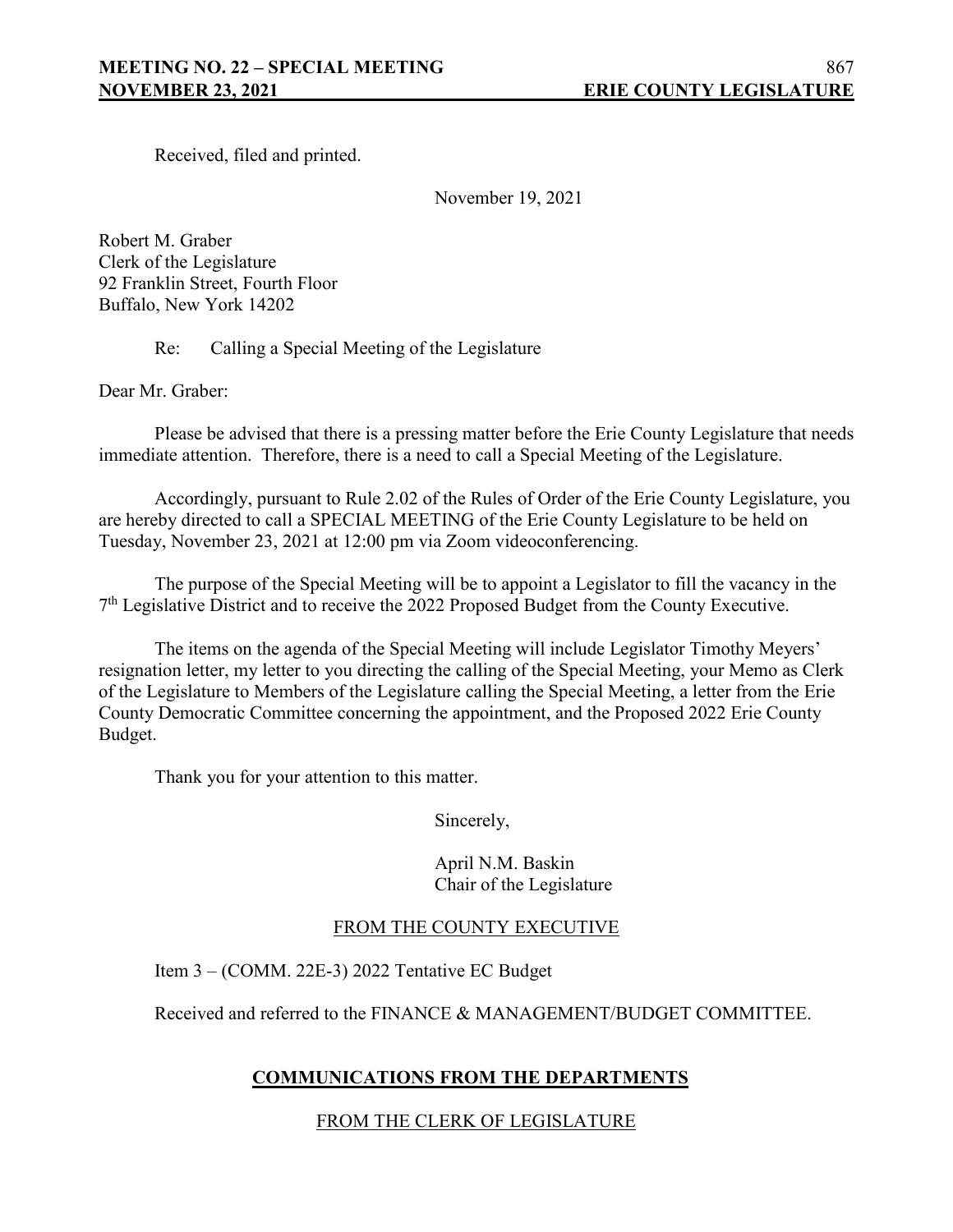Received, filed and printed.

November 19, 2021

Robert M. Graber
Clerk of the Legislature
92 Franklin Street, Fourth Floor
Buffalo, New York 14202

Re: Calling a Special Meeting of the Legislature

Dear Mr. Graber:

Please be advised that there is a pressing matter before the Erie County Legislature that needs immediate attention. Therefore, there is a need to call a Special Meeting of the Legislature.

Accordingly, pursuant to Rule 2.02 of the Rules of Order of the Erie County Legislature, you are hereby directed to call a SPECIAL MEETING of the Erie County Legislature to be held on Tuesday, November 23, 2021 at 12:00 pm via Zoom videoconferencing.

The purpose of the Special Meeting will be to appoint a Legislator to fill the vacancy in the 7th Legislative District and to receive the 2022 Proposed Budget from the County Executive.

The items on the agenda of the Special Meeting will include Legislator Timothy Meyers' resignation letter, my letter to you directing the calling of the Special Meeting, your Memo as Clerk of the Legislature to Members of the Legislature calling the Special Meeting, a letter from the Erie County Democratic Committee concerning the appointment, and the Proposed 2022 Erie County Budget.

Thank you for your attention to this matter.

Sincerely,

April N.M. Baskin
Chair of the Legislature

FROM THE COUNTY EXECUTIVE

Item 3 – (COMM. 22E-3) 2022 Tentative EC Budget

Received and referred to the FINANCE & MANAGEMENT/BUDGET COMMITTEE.

## COMMUNICATIONS FROM THE DEPARTMENTS

FROM THE CLERK OF LEGISLATURE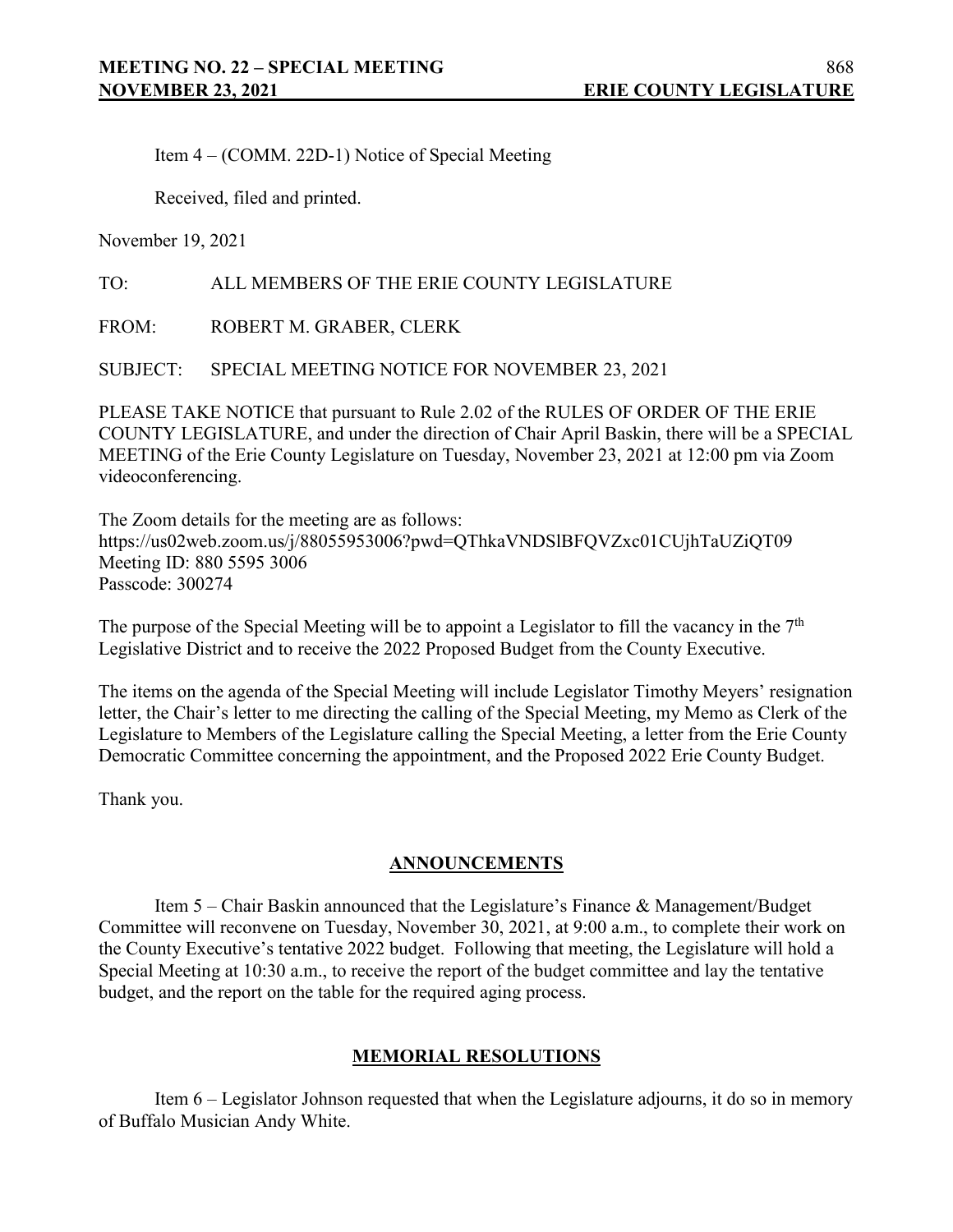Item 4 – (COMM. 22D-1) Notice of Special Meeting

Received, filed and printed.

November 19, 2021

TO: ALL MEMBERS OF THE ERIE COUNTY LEGISLATURE

FROM: ROBERT M. GRABER, CLERK

SUBJECT: SPECIAL MEETING NOTICE FOR NOVEMBER 23, 2021

PLEASE TAKE NOTICE that pursuant to Rule 2.02 of the RULES OF ORDER OF THE ERIE COUNTY LEGISLATURE, and under the direction of Chair April Baskin, there will be a SPECIAL MEETING of the Erie County Legislature on Tuesday, November 23, 2021 at 12:00 pm via Zoom videoconferencing.

The Zoom details for the meeting are as follows:
https://us02web.zoom.us/j/88055953006?pwd=QThkaVNDSlBFQVZxc01CUjhTaUZiQT09
Meeting ID: 880 5595 3006
Passcode: 300274

The purpose of the Special Meeting will be to appoint a Legislator to fill the vacancy in the 7th Legislative District and to receive the 2022 Proposed Budget from the County Executive.

The items on the agenda of the Special Meeting will include Legislator Timothy Meyers' resignation letter, the Chair's letter to me directing the calling of the Special Meeting, my Memo as Clerk of the Legislature to Members of the Legislature calling the Special Meeting, a letter from the Erie County Democratic Committee concerning the appointment, and the Proposed 2022 Erie County Budget.

Thank you.

## ANNOUNCEMENTS

Item 5 – Chair Baskin announced that the Legislature's Finance & Management/Budget Committee will reconvene on Tuesday, November 30, 2021, at 9:00 a.m., to complete their work on the County Executive's tentative 2022 budget. Following that meeting, the Legislature will hold a Special Meeting at 10:30 a.m., to receive the report of the budget committee and lay the tentative budget, and the report on the table for the required aging process.

## MEMORIAL RESOLUTIONS

Item 6 – Legislator Johnson requested that when the Legislature adjourns, it do so in memory of Buffalo Musician Andy White.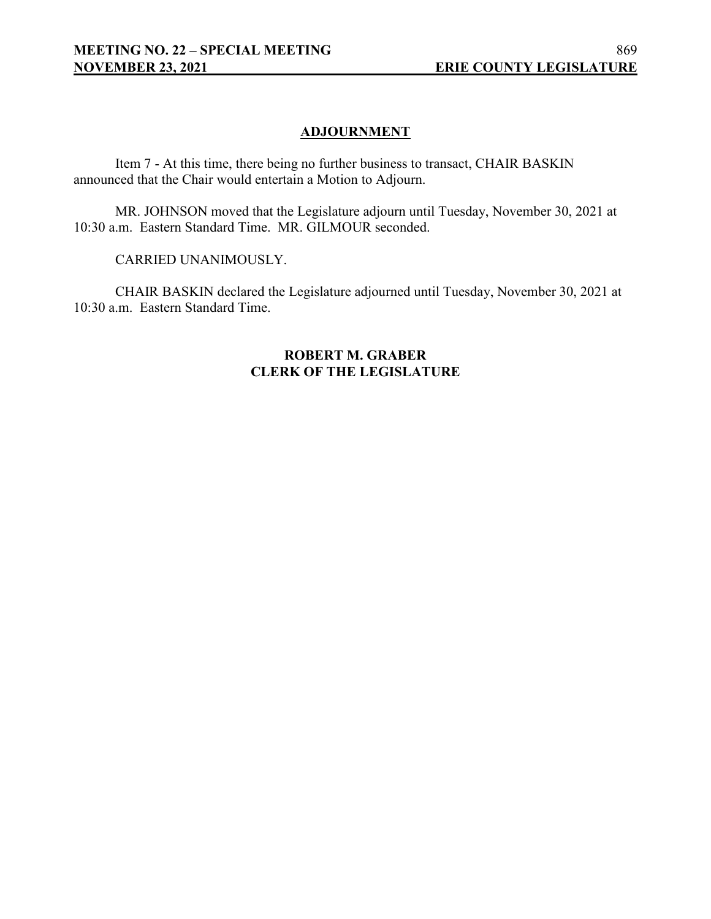## ADJOURNMENT

Item 7 - At this time, there being no further business to transact, CHAIR BASKIN announced that the Chair would entertain a Motion to Adjourn.

MR. JOHNSON moved that the Legislature adjourn until Tuesday, November 30, 2021 at 10:30 a.m. Eastern Standard Time. MR. GILMOUR seconded.

CARRIED UNANIMOUSLY.

CHAIR BASKIN declared the Legislature adjourned until Tuesday, November 30, 2021 at 10:30 a.m. Eastern Standard Time.

**ROBERT M. GRABER**
**CLERK OF THE LEGISLATURE**